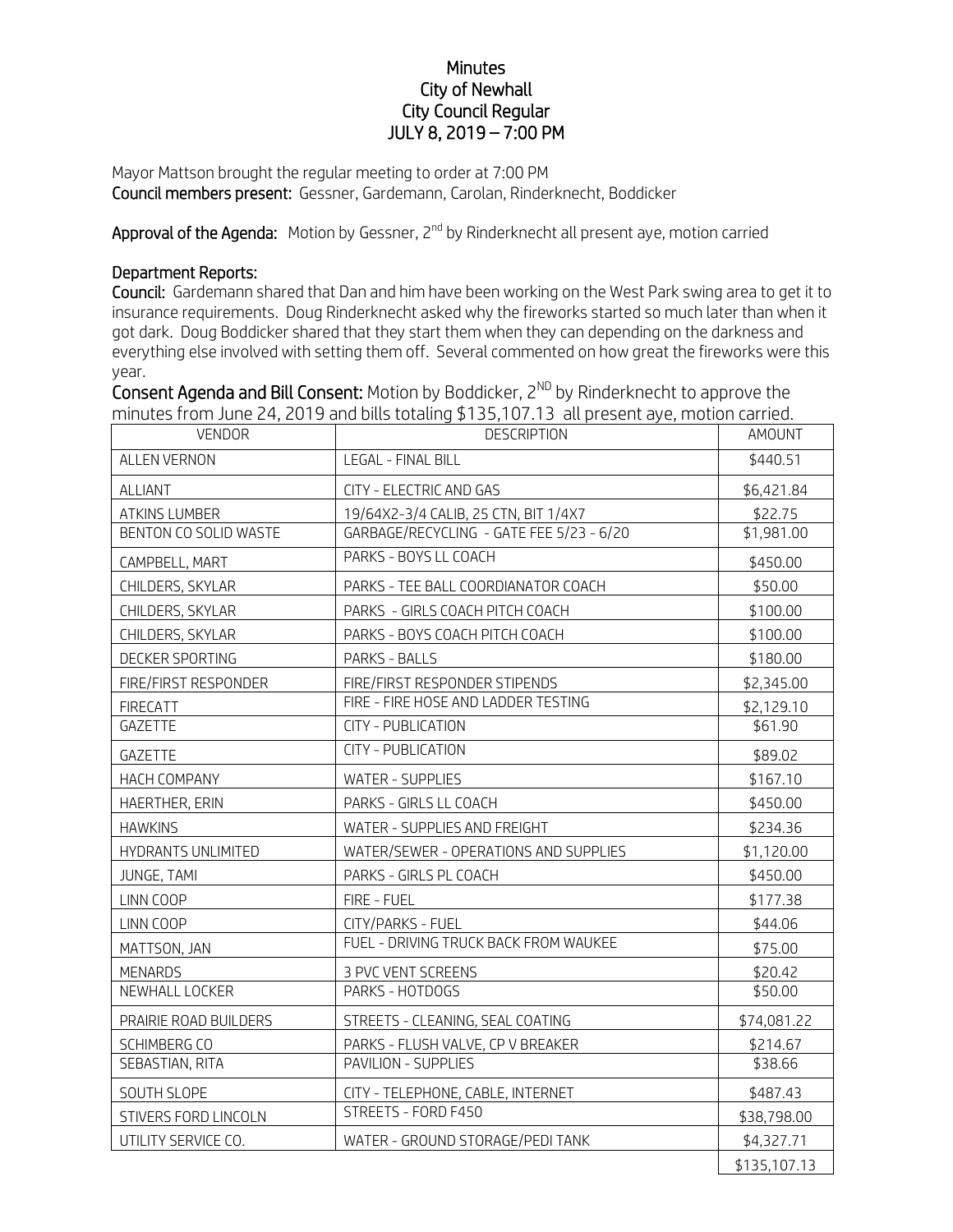# Minutes
## City of Newhall
## City Council Regular
## JULY 8, 2019 – 7:00 PM

Mayor Mattson brought the regular meeting to order at 7:00 PM
**Council members present:** Gessner, Gardemann, Carolan, Rinderknecht, Boddicker

**Approval of the Agenda:** Motion by Gessner, 2nd by Rinderknecht all present aye, motion carried

**Department Reports:**

**Council:** Gardemann shared that Dan and him have been working on the West Park swing area to get it to insurance requirements. Doug Rinderknecht asked why the fireworks started so much later than when it got dark. Doug Boddicker shared that they start them when they can depending on the darkness and everything else involved with setting them off. Several commented on how great the fireworks were this year.

**Consent Agenda and Bill Consent:** Motion by Boddicker, 2ND by Rinderknecht to approve the minutes from June 24, 2019 and bills totaling $135,107.13 all present aye, motion carried.

| VENDOR | DESCRIPTION | AMOUNT |
|---|---|---|
| ALLEN VERNON | LEGAL - FINAL BILL | $440.51 |
| ALLIANT | CITY - ELECTRIC AND GAS | $6,421.84 |
| ATKINS LUMBER | 19/64X2-3/4 CALIB, 25 CTN, BIT 1/4X7 | $22.75 |
| BENTON CO SOLID WASTE | GARBAGE/RECYCLING - GATE FEE 5/23 - 6/20 | $1,981.00 |
| CAMPBELL, MART | PARKS - BOYS LL COACH | $450.00 |
| CHILDERS, SKYLAR | PARKS - TEE BALL COORDIANATOR COACH | $50.00 |
| CHILDERS, SKYLAR | PARKS - GIRLS COACH PITCH COACH | $100.00 |
| CHILDERS, SKYLAR | PARKS - BOYS COACH PITCH COACH | $100.00 |
| DECKER SPORTING | PARKS - BALLS | $180.00 |
| FIRE/FIRST RESPONDER | FIRE/FIRST RESPONDER STIPENDS | $2,345.00 |
| FIRECATT | FIRE - FIRE HOSE AND LADDER TESTING | $2,129.10 |
| GAZETTE | CITY - PUBLICATION | $61.90 |
| GAZETTE | CITY - PUBLICATION | $89.02 |
| HACH COMPANY | WATER - SUPPLIES | $167.10 |
| HAERTHER, ERIN | PARKS - GIRLS LL COACH | $450.00 |
| HAWKINS | WATER - SUPPLIES AND FREIGHT | $234.36 |
| HYDRANTS UNLIMITED | WATER/SEWER - OPERATIONS AND SUPPLIES | $1,120.00 |
| JUNGE, TAMI | PARKS - GIRLS PL COACH | $450.00 |
| LINN COOP | FIRE - FUEL | $177.38 |
| LINN COOP | CITY/PARKS - FUEL | $44.06 |
| MATTSON, JAN | FUEL - DRIVING TRUCK BACK FROM WAUKEE | $75.00 |
| MENARDS | 3 PVC VENT SCREENS | $20.42 |
| NEWHALL LOCKER | PARKS - HOTDOGS | $50.00 |
| PRAIRIE ROAD BUILDERS | STREETS - CLEANING, SEAL COATING | $74,081.22 |
| SCHIMBERG CO | PARKS - FLUSH VALVE, CP V BREAKER | $214.67 |
| SEBASTIAN, RITA | PAVILION - SUPPLIES | $38.66 |
| SOUTH SLOPE | CITY - TELEPHONE, CABLE, INTERNET | $487.43 |
| STIVERS FORD LINCOLN | STREETS - FORD F450 | $38,798.00 |
| UTILITY SERVICE CO. | WATER - GROUND STORAGE/PEDI TANK | $4,327.71 |
| | | $135,107.13 |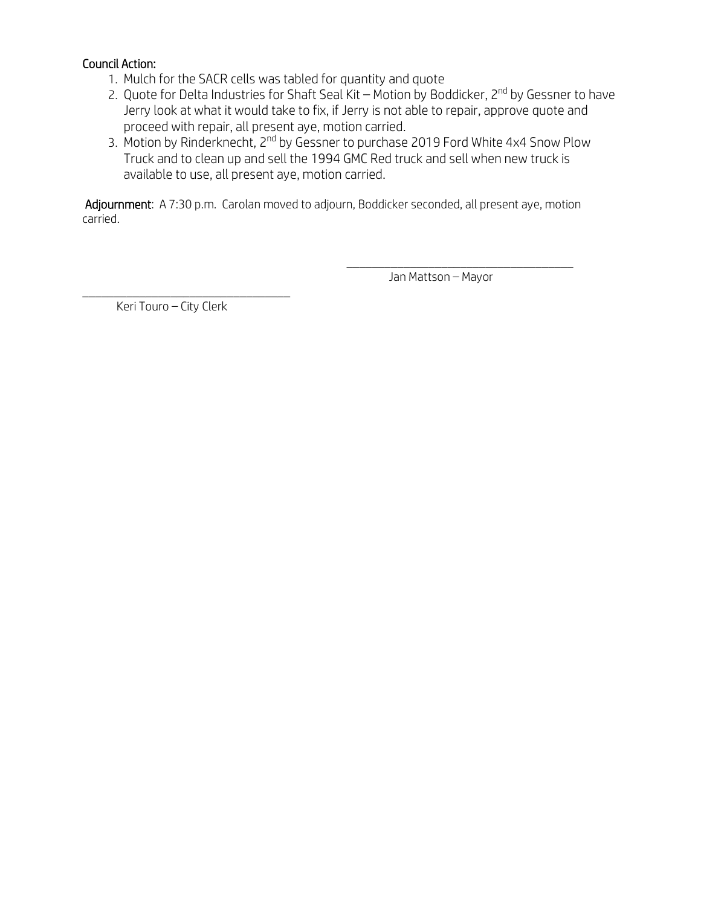**Council Action:**

1. Mulch for the SACR cells was tabled for quantity and quote
2. Quote for Delta Industries for Shaft Seal Kit – Motion by Boddicker, 2nd by Gessner to have Jerry look at what it would take to fix, if Jerry is not able to repair, approve quote and proceed with repair, all present aye, motion carried.
3. Motion by Rinderknecht, 2nd by Gessner to purchase 2019 Ford White 4x4 Snow Plow Truck and to clean up and sell the 1994 GMC Red truck and sell when new truck is available to use, all present aye, motion carried.

**Adjournment**: A 7:30 p.m. Carolan moved to adjourn, Boddicker seconded, all present aye, motion carried.

\_\_\_\_\_\_\_\_\_\_\_\_\_\_\_\_\_\_\_\_\_\_\_\_\_\_\_\_\_\_\_\_\_\_\_\_\_\_\_\_

Jan Mattson – Mayor

\_\_\_\_\_\_\_\_\_\_\_\_\_\_\_\_\_\_\_\_\_\_\_\_\_\_\_\_\_\_\_\_\_\_\_\_\_\_

Keri Touro – City Clerk